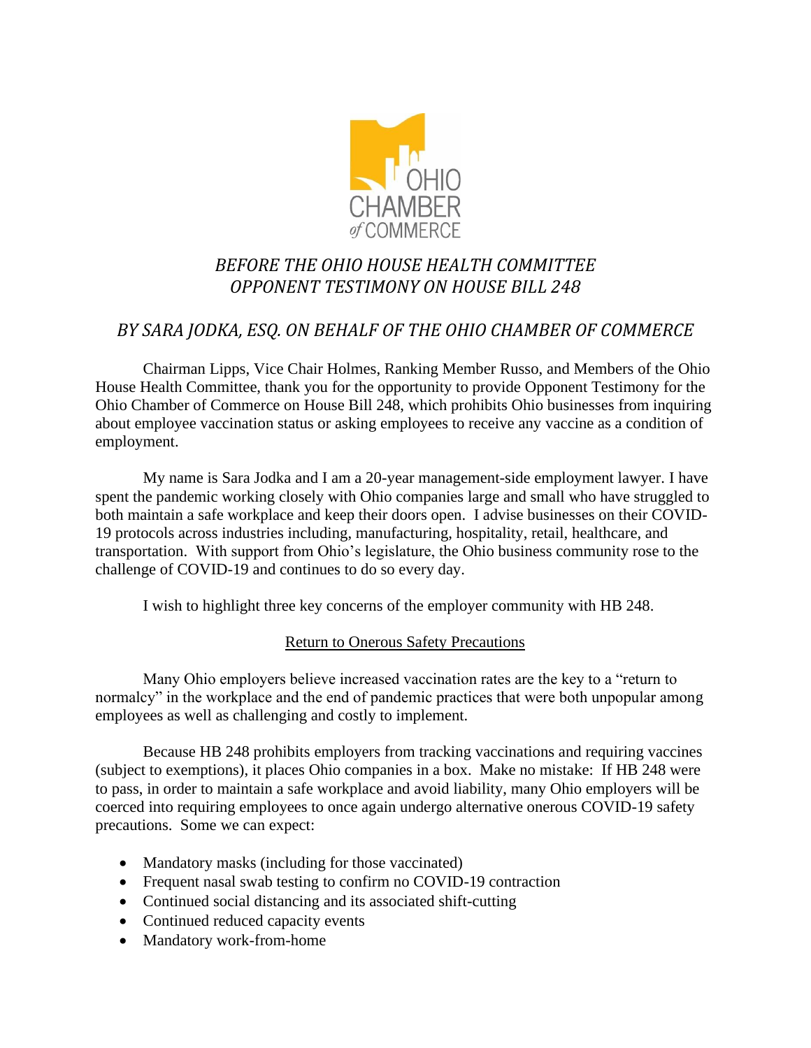OHIO CHAMBER *of* COMMERCE

# *BEFORE THE OHIO HOUSE HEALTH COMMITTEE*
# *OPPONENT TESTIMONY ON HOUSE BILL 248*

## *BY SARA JODKA, ESQ. ON BEHALF OF THE OHIO CHAMBER OF COMMERCE*

Chairman Lipps, Vice Chair Holmes, Ranking Member Russo, and Members of the Ohio House Health Committee, thank you for the opportunity to provide Opponent Testimony for the Ohio Chamber of Commerce on House Bill 248, which prohibits Ohio businesses from inquiring about employee vaccination status or asking employees to receive any vaccine as a condition of employment.

My name is Sara Jodka and I am a 20-year management-side employment lawyer. I have spent the pandemic working closely with Ohio companies large and small who have struggled to both maintain a safe workplace and keep their doors open. I advise businesses on their COVID-19 protocols across industries including, manufacturing, hospitality, retail, healthcare, and transportation. With support from Ohio's legislature, the Ohio business community rose to the challenge of COVID-19 and continues to do so every day.

I wish to highlight three key concerns of the employer community with HB 248.

<u>Return to Onerous Safety Precautions</u>

Many Ohio employers believe increased vaccination rates are the key to a "return to normalcy" in the workplace and the end of pandemic practices that were both unpopular among employees as well as challenging and costly to implement.

Because HB 248 prohibits employers from tracking vaccinations and requiring vaccines (subject to exemptions), it places Ohio companies in a box. Make no mistake: If HB 248 were to pass, in order to maintain a safe workplace and avoid liability, many Ohio employers will be coerced into requiring employees to once again undergo alternative onerous COVID-19 safety precautions. Some we can expect:

- Mandatory masks (including for those vaccinated)
- Frequent nasal swab testing to confirm no COVID-19 contraction
- Continued social distancing and its associated shift-cutting
- Continued reduced capacity events
- Mandatory work-from-home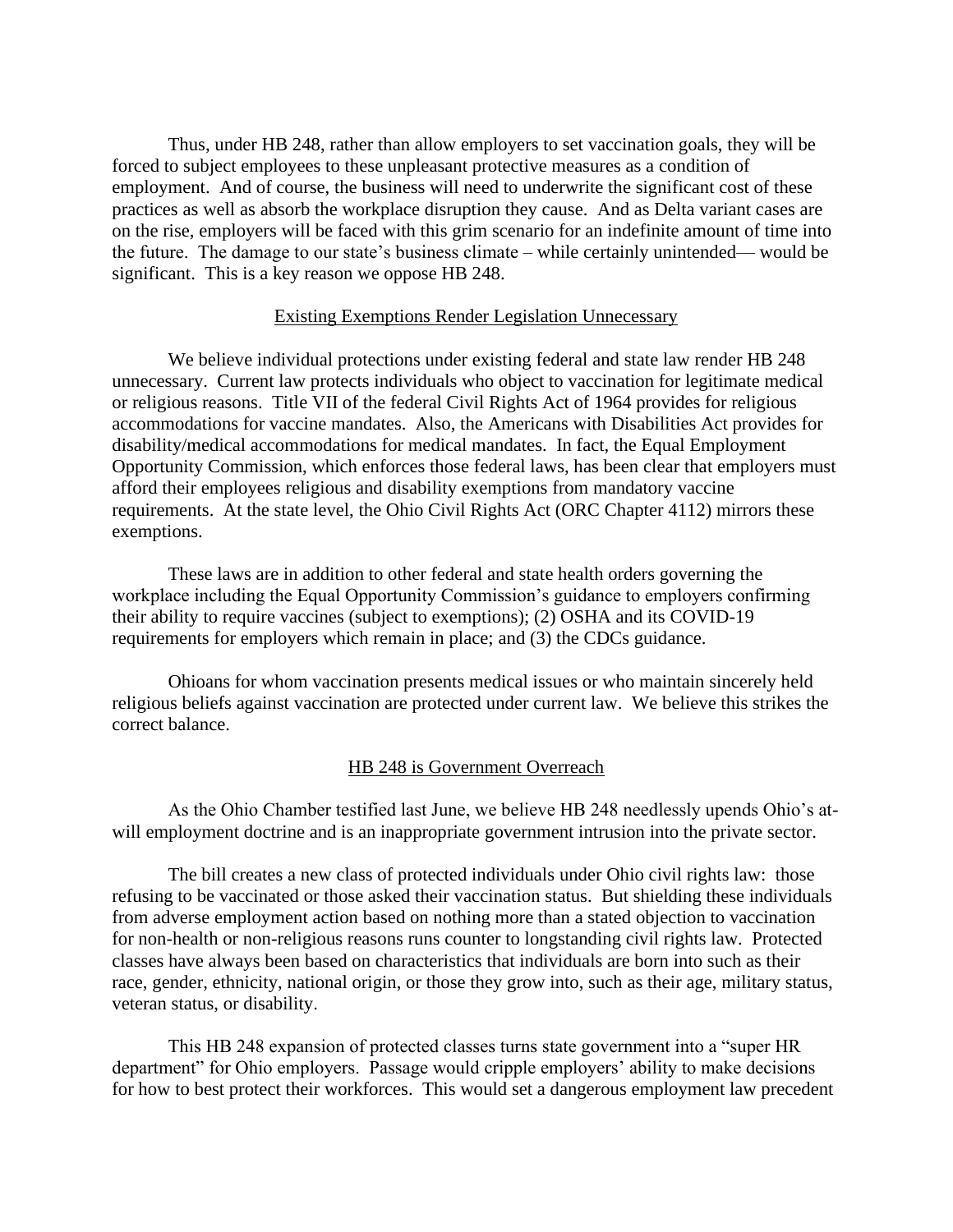Thus, under HB 248, rather than allow employers to set vaccination goals, they will be forced to subject employees to these unpleasant protective measures as a condition of employment. And of course, the business will need to underwrite the significant cost of these practices as well as absorb the workplace disruption they cause. And as Delta variant cases are on the rise, employers will be faced with this grim scenario for an indefinite amount of time into the future. The damage to our state's business climate – while certainly unintended— would be significant. This is a key reason we oppose HB 248.

## Existing Exemptions Render Legislation Unnecessary

We believe individual protections under existing federal and state law render HB 248 unnecessary. Current law protects individuals who object to vaccination for legitimate medical or religious reasons. Title VII of the federal Civil Rights Act of 1964 provides for religious accommodations for vaccine mandates. Also, the Americans with Disabilities Act provides for disability/medical accommodations for medical mandates. In fact, the Equal Employment Opportunity Commission, which enforces those federal laws, has been clear that employers must afford their employees religious and disability exemptions from mandatory vaccine requirements. At the state level, the Ohio Civil Rights Act (ORC Chapter 4112) mirrors these exemptions.

These laws are in addition to other federal and state health orders governing the workplace including the Equal Opportunity Commission's guidance to employers confirming their ability to require vaccines (subject to exemptions); (2) OSHA and its COVID-19 requirements for employers which remain in place; and (3) the CDCs guidance.

Ohioans for whom vaccination presents medical issues or who maintain sincerely held religious beliefs against vaccination are protected under current law. We believe this strikes the correct balance.

## HB 248 is Government Overreach

As the Ohio Chamber testified last June, we believe HB 248 needlessly upends Ohio's at-will employment doctrine and is an inappropriate government intrusion into the private sector.

The bill creates a new class of protected individuals under Ohio civil rights law: those refusing to be vaccinated or those asked their vaccination status. But shielding these individuals from adverse employment action based on nothing more than a stated objection to vaccination for non-health or non-religious reasons runs counter to longstanding civil rights law. Protected classes have always been based on characteristics that individuals are born into such as their race, gender, ethnicity, national origin, or those they grow into, such as their age, military status, veteran status, or disability.

This HB 248 expansion of protected classes turns state government into a "super HR department" for Ohio employers. Passage would cripple employers' ability to make decisions for how to best protect their workforces. This would set a dangerous employment law precedent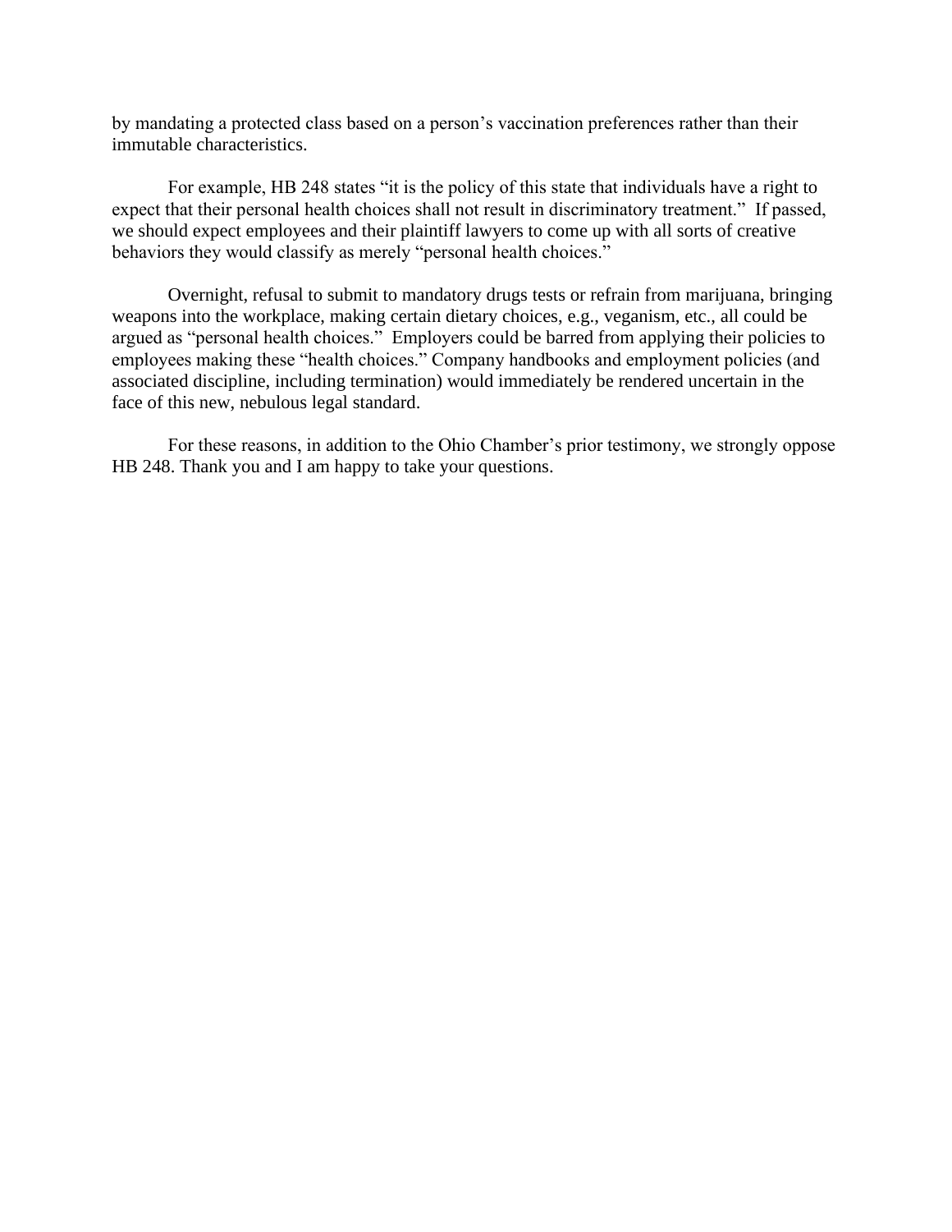by mandating a protected class based on a person's vaccination preferences rather than their immutable characteristics.

For example, HB 248 states "it is the policy of this state that individuals have a right to expect that their personal health choices shall not result in discriminatory treatment." If passed, we should expect employees and their plaintiff lawyers to come up with all sorts of creative behaviors they would classify as merely "personal health choices."

Overnight, refusal to submit to mandatory drugs tests or refrain from marijuana, bringing weapons into the workplace, making certain dietary choices, e.g., veganism, etc., all could be argued as "personal health choices." Employers could be barred from applying their policies to employees making these "health choices." Company handbooks and employment policies (and associated discipline, including termination) would immediately be rendered uncertain in the face of this new, nebulous legal standard.

For these reasons, in addition to the Ohio Chamber's prior testimony, we strongly oppose HB 248. Thank you and I am happy to take your questions.